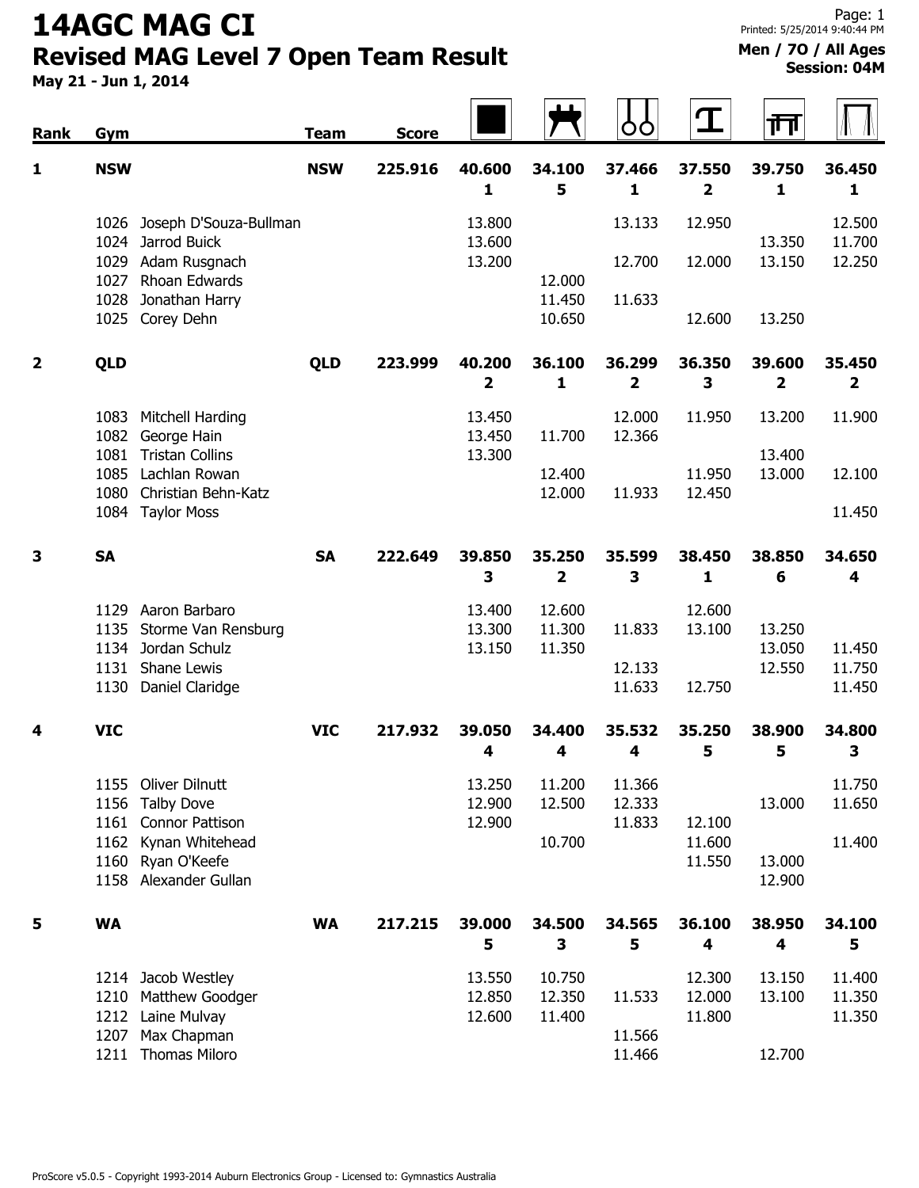# 14AGC MAG CI

## Revised MAG Level 7 Open Team Result

**May 21 - Jun 1, 2014**

Printed: 5/25/2014 9:40:44 PM

**Men / 7O / All Ages**
**Session: 04M**

| Rank | Gym | | Team | Score | Floor | Pommel Horse | Rings | Vault | Parallel Bars | High Bar |
|---|---|---|---|---|---|---|---|---|---|---|
| **1** | **NSW** | | **NSW** | **225.916** | **40.600** | **34.100** | **37.466** | **37.550** | **39.750** | **36.450** |
| | | | | | **1** | **5** | **1** | **2** | **1** | **1** |
| | 1026 | Joseph D'Souza-Bullman | | | 13.800 | | 13.133 | 12.950 | | 12.500 |
| | 1024 | Jarrod Buick | | | 13.600 | | | | 13.350 | 11.700 |
| | 1029 | Adam Rusgnach | | | 13.200 | | 12.700 | 12.000 | 13.150 | 12.250 |
| | 1027 | Rhoan Edwards | | | | 12.000 | | | | |
| | 1028 | Jonathan Harry | | | | 11.450 | 11.633 | | | |
| | 1025 | Corey Dehn | | | | 10.650 | | 12.600 | 13.250 | |
| **2** | **QLD** | | **QLD** | **223.999** | **40.200** | **36.100** | **36.299** | **36.350** | **39.600** | **35.450** |
| | | | | | **2** | **1** | **2** | **3** | **2** | **2** |
| | 1083 | Mitchell Harding | | | 13.450 | | 12.000 | 11.950 | 13.200 | 11.900 |
| | 1082 | George Hain | | | 13.450 | 11.700 | 12.366 | | | |
| | 1081 | Tristan Collins | | | 13.300 | | | | 13.400 | |
| | 1085 | Lachlan Rowan | | | | 12.400 | | 11.950 | 13.000 | 12.100 |
| | 1080 | Christian Behn-Katz | | | | 12.000 | 11.933 | 12.450 | | |
| | 1084 | Taylor Moss | | | | | | | | 11.450 |
| **3** | **SA** | | **SA** | **222.649** | **39.850** | **35.250** | **35.599** | **38.450** | **38.850** | **34.650** |
| | | | | | **3** | **2** | **3** | **1** | **6** | **4** |
| | 1129 | Aaron Barbaro | | | 13.400 | 12.600 | | 12.600 | | |
| | 1135 | Storme Van Rensburg | | | 13.300 | 11.300 | 11.833 | 13.100 | 13.250 | |
| | 1134 | Jordan Schulz | | | 13.150 | 11.350 | | | 13.050 | 11.450 |
| | 1131 | Shane Lewis | | | | | 12.133 | | 12.550 | 11.750 |
| | 1130 | Daniel Claridge | | | | | 11.633 | 12.750 | | 11.450 |
| **4** | **VIC** | | **VIC** | **217.932** | **39.050** | **34.400** | **35.532** | **35.250** | **38.900** | **34.800** |
| | | | | | **4** | **4** | **4** | **5** | **5** | **3** |
| | 1155 | Oliver Dilnutt | | | 13.250 | 11.200 | 11.366 | | | 11.750 |
| | 1156 | Talby Dove | | | 12.900 | 12.500 | 12.333 | | 13.000 | 11.650 |
| | 1161 | Connor Pattison | | | 12.900 | | 11.833 | 12.100 | | |
| | 1162 | Kynan Whitehead | | | | 10.700 | | 11.600 | | 11.400 |
| | 1160 | Ryan O'Keefe | | | | | | 11.550 | 13.000 | |
| | 1158 | Alexander Gullan | | | | | | | 12.900 | |
| **5** | **WA** | | **WA** | **217.215** | **39.000** | **34.500** | **34.565** | **36.100** | **38.950** | **34.100** |
| | | | | | **5** | **3** | **5** | **4** | **4** | **5** |
| | 1214 | Jacob Westley | | | 13.550 | 10.750 | | 12.300 | 13.150 | 11.400 |
| | 1210 | Matthew Goodger | | | 12.850 | 12.350 | 11.533 | 12.000 | 13.100 | 11.350 |
| | 1212 | Laine Mulvay | | | 12.600 | 11.400 | | 11.800 | | 11.350 |
| | 1207 | Max Chapman | | | | | 11.566 | | | |
| | 1211 | Thomas Miloro | | | | | 11.466 | | 12.700 | |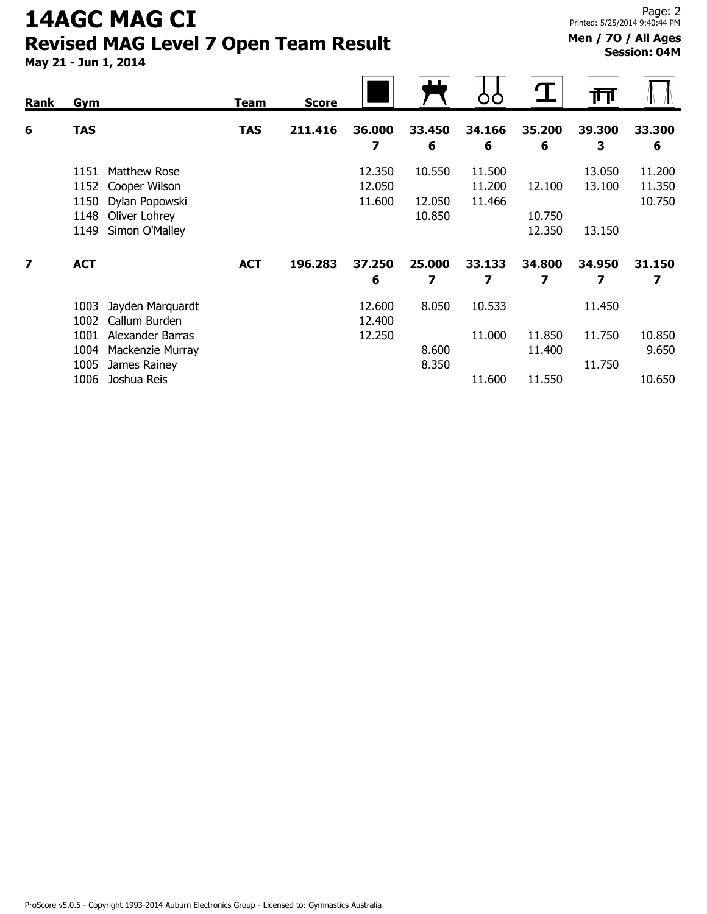# 14AGC MAG CI

## Revised MAG Level 7 Open Team Result

**May 21 - Jun 1, 2014**

**Men / 7O / All Ages**
**Session: 04M**

| Rank | Gym | Team | Score | Floor | Pommel Horse | Rings | Vault | Parallel Bars | High Bar |
|---|---|---|---|---|---|---|---|---|---|
| **6** | **TAS** | **TAS** | **211.416** | **36.000** | **33.450** | **34.166** | **35.200** | **39.300** | **33.300** |
| | | | | **7** | **6** | **6** | **6** | **3** | **6** |
| | 1151 Matthew Rose | | | 12.350 | 10.550 | 11.500 | | 13.050 | 11.200 |
| | 1152 Cooper Wilson | | | 12.050 | | 11.200 | 12.100 | 13.100 | 11.350 |
| | 1150 Dylan Popowski | | | 11.600 | 12.050 | 11.466 | | | 10.750 |
| | 1148 Oliver Lohrey | | | | 10.850 | | 10.750 | | |
| | 1149 Simon O'Malley | | | | | | 12.350 | 13.150 | |
| **7** | **ACT** | **ACT** | **196.283** | **37.250** | **25.000** | **33.133** | **34.800** | **34.950** | **31.150** |
| | | | | **6** | **7** | **7** | **7** | **7** | **7** |
| | 1003 Jayden Marquardt | | | 12.600 | 8.050 | 10.533 | | 11.450 | |
| | 1002 Callum Burden | | | 12.400 | | | | | |
| | 1001 Alexander Barras | | | 12.250 | | 11.000 | 11.850 | 11.750 | 10.850 |
| | 1004 Mackenzie Murray | | | | 8.600 | | 11.400 | | 9.650 |
| | 1005 James Rainey | | | | 8.350 | | | 11.750 | |
| | 1006 Joshua Reis | | | | | 11.600 | 11.550 | | 10.650 |